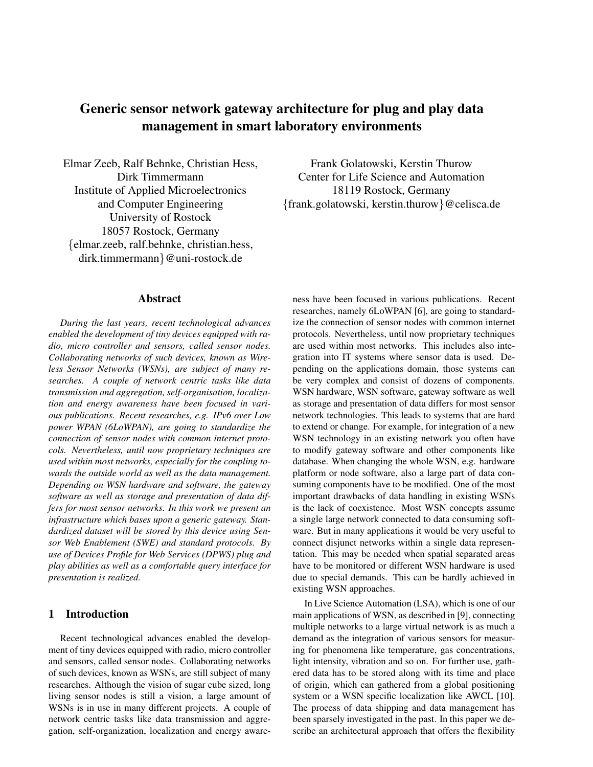# Generic sensor network gateway architecture for plug and play data management in smart laboratory environments

Elmar Zeeb, Ralf Behnke, Christian Hess, Dirk Timmermann
Institute of Applied Microelectronics and Computer Engineering
University of Rostock
18057 Rostock, Germany
{elmar.zeeb, ralf.behnke, christian.hess, dirk.timmermann}@uni-rostock.de

Frank Golatowski, Kerstin Thurow
Center for Life Science and Automation
18119 Rostock, Germany
{frank.golatowski, kerstin.thurow}@celisca.de

## Abstract

*During the last years, recent technological advances enabled the development of tiny devices equipped with radio, micro controller and sensors, called sensor nodes. Collaborating networks of such devices, known as Wireless Sensor Networks (WSNs), are subject of many researches. A couple of network centric tasks like data transmission and aggregation, self-organisation, localization and energy awareness have been focused in various publications. Recent researches, e.g. IPv6 over Low power WPAN (6LoWPAN), are going to standardize the connection of sensor nodes with common internet protocols. Nevertheless, until now proprietary techniques are used within most networks, especially for the coupling towards the outside world as well as the data management. Depending on WSN hardware and software, the gateway software as well as storage and presentation of data differs for most sensor networks. In this work we present an infrastructure which bases upon a generic gateway. Standardized dataset will be stored by this device using Sensor Web Enablement (SWE) and standard protocols. By use of Devices Profile for Web Services (DPWS) plug and play abilities as well as a comfortable query interface for presentation is realized.*

## 1 Introduction

Recent technological advances enabled the development of tiny devices equipped with radio, micro controller and sensors, called sensor nodes. Collaborating networks of such devices, known as WSNs, are still subject of many researches. Although the vision of sugar cube sized, long living sensor nodes is still a vision, a large amount of WSNs is in use in many different projects. A couple of network centric tasks like data transmission and aggregation, self-organization, localization and energy awareness have been focused in various publications. Recent researches, namely 6LoWPAN [6], are going to standardize the connection of sensor nodes with common internet protocols. Nevertheless, until now proprietary techniques are used within most networks. This includes also integration into IT systems where sensor data is used. Depending on the applications domain, those systems can be very complex and consist of dozens of components. WSN hardware, WSN software, gateway software as well as storage and presentation of data differs for most sensor network technologies. This leads to systems that are hard to extend or change. For example, for integration of a new WSN technology in an existing network you often have to modify gateway software and other components like database. When changing the whole WSN, e.g. hardware platform or node software, also a large part of data consuming components have to be modified. One of the most important drawbacks of data handling in existing WSNs is the lack of coexistence. Most WSN concepts assume a single large network connected to data consuming software. But in many applications it would be very useful to connect disjunct networks within a single data representation. This may be needed when spatial separated areas have to be monitored or different WSN hardware is used due to special demands. This can be hardly achieved in existing WSN approaches.

In Live Science Automation (LSA), which is one of our main applications of WSN, as described in [9], connecting multiple networks to a large virtual network is as much a demand as the integration of various sensors for measuring for phenomena like temperature, gas concentrations, light intensity, vibration and so on. For further use, gathered data has to be stored along with its time and place of origin, which can gathered from a global positioning system or a WSN specific localization like AWCL [10]. The process of data shipping and data management has been sparsely investigated in the past. In this paper we describe an architectural approach that offers the flexibility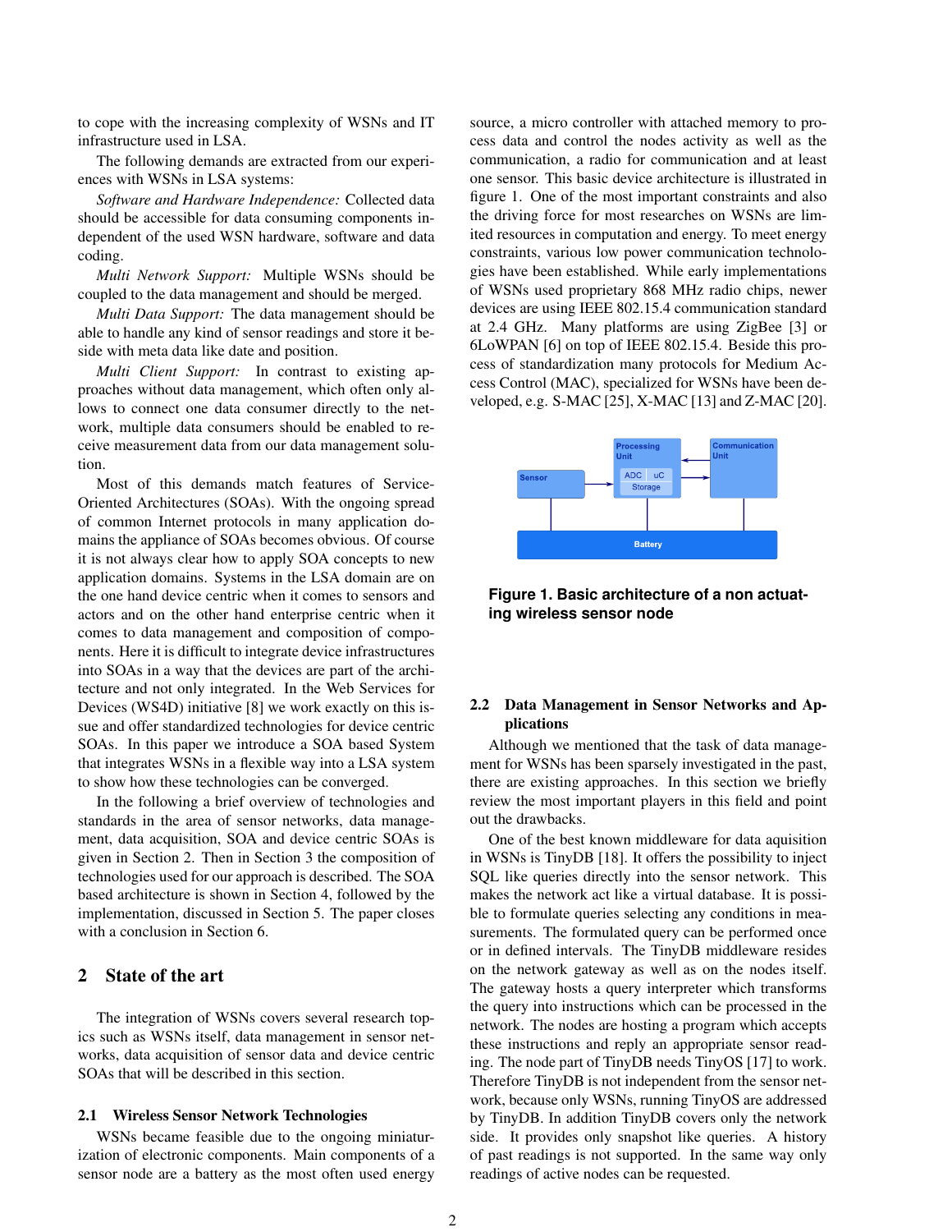to cope with the increasing complexity of WSNs and IT infrastructure used in LSA.

The following demands are extracted from our experiences with WSNs in LSA systems:

*Software and Hardware Independence:* Collected data should be accessible for data consuming components independent of the used WSN hardware, software and data coding.

*Multi Network Support:* Multiple WSNs should be coupled to the data management and should be merged.

*Multi Data Support:* The data management should be able to handle any kind of sensor readings and store it beside with meta data like date and position.

*Multi Client Support:* In contrast to existing approaches without data management, which often only allows to connect one data consumer directly to the network, multiple data consumers should be enabled to receive measurement data from our data management solution.

Most of this demands match features of Service-Oriented Architectures (SOAs). With the ongoing spread of common Internet protocols in many application domains the appliance of SOAs becomes obvious. Of course it is not always clear how to apply SOA concepts to new application domains. Systems in the LSA domain are on the one hand device centric when it comes to sensors and actors and on the other hand enterprise centric when it comes to data management and composition of components. Here it is difficult to integrate device infrastructures into SOAs in a way that the devices are part of the architecture and not only integrated. In the Web Services for Devices (WS4D) initiative [8] we work exactly on this issue and offer standardized technologies for device centric SOAs. In this paper we introduce a SOA based System that integrates WSNs in a flexible way into a LSA system to show how these technologies can be converged.

In the following a brief overview of technologies and standards in the area of sensor networks, data management, data acquisition, SOA and device centric SOAs is given in Section 2. Then in Section 3 the composition of technologies used for our approach is described. The SOA based architecture is shown in Section 4, followed by the implementation, discussed in Section 5. The paper closes with a conclusion in Section 6.

## 2 State of the art

The integration of WSNs covers several research topics such as WSNs itself, data management in sensor networks, data acquisition of sensor data and device centric SOAs that will be described in this section.

### 2.1 Wireless Sensor Network Technologies

WSNs became feasible due to the ongoing miniaturization of electronic components. Main components of a sensor node are a battery as the most often used energy source, a micro controller with attached memory to process data and control the nodes activity as well as the communication, a radio for communication and at least one sensor. This basic device architecture is illustrated in figure 1. One of the most important constraints and also the driving force for most researches on WSNs are limited resources in computation and energy. To meet energy constraints, various low power communication technologies have been established. While early implementations of WSNs used proprietary 868 MHz radio chips, newer devices are using IEEE 802.15.4 communication standard at 2.4 GHz. Many platforms are using ZigBee [3] or 6LoWPAN [6] on top of IEEE 802.15.4. Beside this process of standardization many protocols for Medium Access Control (MAC), specialized for WSNs have been developed, e.g. S-MAC [25], X-MAC [13] and Z-MAC [20].

**Figure 1. Basic architecture of a non actuating wireless sensor node**

### 2.2 Data Management in Sensor Networks and Applications

Although we mentioned that the task of data management for WSNs has been sparsely investigated in the past, there are existing approaches. In this section we briefly review the most important players in this field and point out the drawbacks.

One of the best known middleware for data aquisition in WSNs is TinyDB [18]. It offers the possibility to inject SQL like queries directly into the sensor network. This makes the network act like a virtual database. It is possible to formulate queries selecting any conditions in measurements. The formulated query can be performed once or in defined intervals. The TinyDB middleware resides on the network gateway as well as on the nodes itself. The gateway hosts a query interpreter which transforms the query into instructions which can be processed in the network. The nodes are hosting a program which accepts these instructions and reply an appropriate sensor reading. The node part of TinyDB needs TinyOS [17] to work. Therefore TinyDB is not independent from the sensor network, because only WSNs, running TinyOS are addressed by TinyDB. In addition TinyDB covers only the network side. It provides only snapshot like queries. A history of past readings is not supported. In the same way only readings of active nodes can be requested.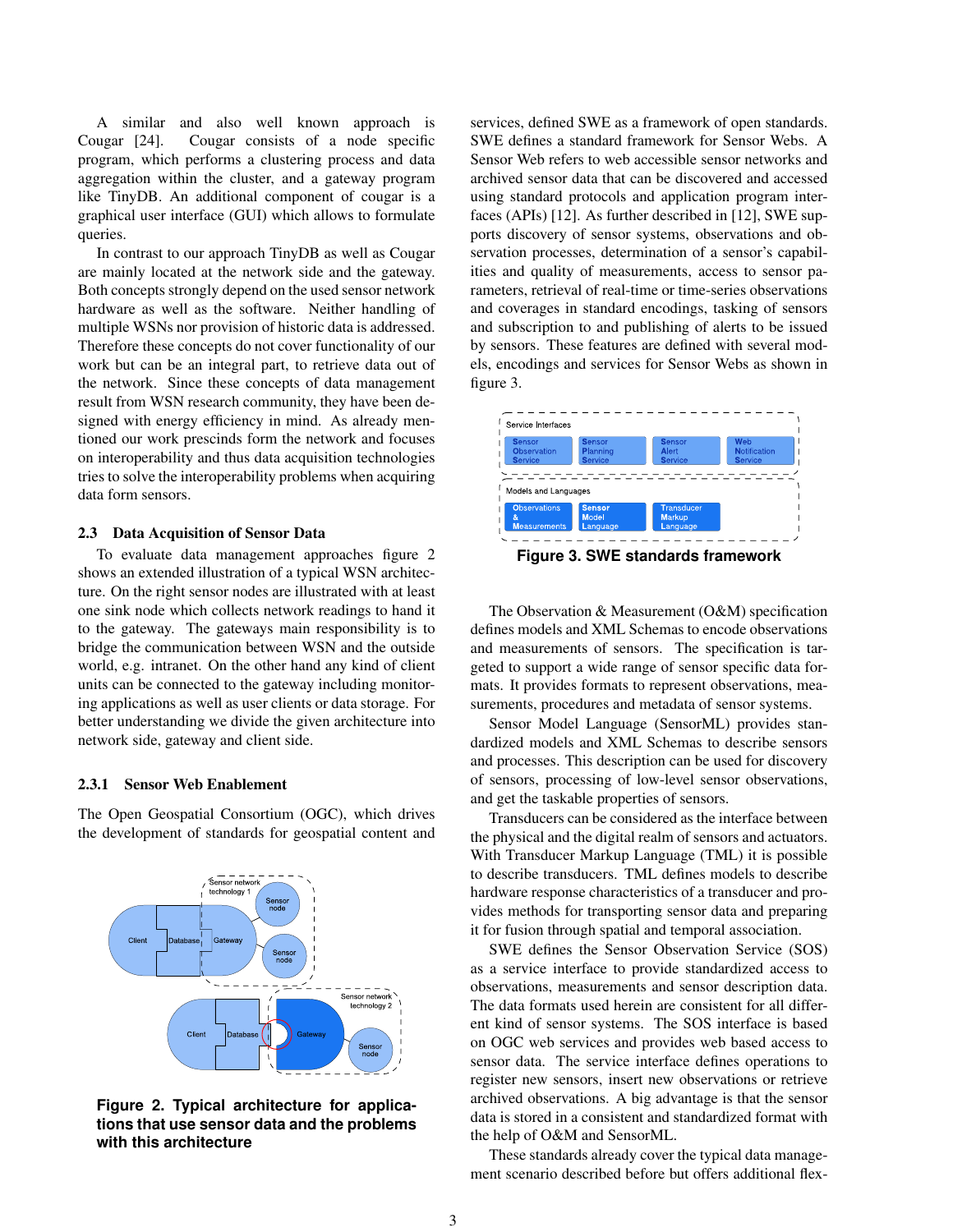A similar and also well known approach is Cougar [24]. Cougar consists of a node specific program, which performs a clustering process and data aggregation within the cluster, and a gateway program like TinyDB. An additional component of cougar is a graphical user interface (GUI) which allows to formulate queries.

In contrast to our approach TinyDB as well as Cougar are mainly located at the network side and the gateway. Both concepts strongly depend on the used sensor network hardware as well as the software. Neither handling of multiple WSNs nor provision of historic data is addressed. Therefore these concepts do not cover functionality of our work but can be an integral part, to retrieve data out of the network. Since these concepts of data management result from WSN research community, they have been designed with energy efficiency in mind. As already mentioned our work prescinds form the network and focuses on interoperability and thus data acquisition technologies tries to solve the interoperability problems when acquiring data form sensors.

## 2.3 Data Acquisition of Sensor Data

To evaluate data management approaches figure 2 shows an extended illustration of a typical WSN architecture. On the right sensor nodes are illustrated with at least one sink node which collects network readings to hand it to the gateway. The gateways main responsibility is to bridge the communication between WSN and the outside world, e.g. intranet. On the other hand any kind of client units can be connected to the gateway including monitoring applications as well as user clients or data storage. For better understanding we divide the given architecture into network side, gateway and client side.

### 2.3.1 Sensor Web Enablement

The Open Geospatial Consortium (OGC), which drives the development of standards for geospatial content and services, defined SWE as a framework of open standards. SWE defines a standard framework for Sensor Webs. A Sensor Web refers to web accessible sensor networks and archived sensor data that can be discovered and accessed using standard protocols and application program interfaces (APIs) [12]. As further described in [12], SWE supports discovery of sensor systems, observations and observation processes, determination of a sensor's capabilities and quality of measurements, access to sensor parameters, retrieval of real-time or time-series observations and coverages in standard encodings, tasking of sensors and subscription to and publishing of alerts to be issued by sensors. These features are defined with several models, encodings and services for Sensor Webs as shown in figure 3.

Sensor network technology 1
Sensor node
Client
Database
Gateway
Sensor node
Sensor network technology 2
Client
Database
Gateway
Sensor node

**Figure 2. Typical architecture for applications that use sensor data and the problems with this architecture**

Service Interfaces
Sensor Observation Service
Sensor Planning Service
Sensor Alert Service
Web Notification Service
Models and Languages
Observations & Measurements
Sensor Model Language
Transducer Markup Language

**Figure 3. SWE standards framework**

The Observation & Measurement (O&M) specification defines models and XML Schemas to encode observations and measurements of sensors. The specification is targeted to support a wide range of sensor specific data formats. It provides formats to represent observations, measurements, procedures and metadata of sensor systems.

Sensor Model Language (SensorML) provides standardized models and XML Schemas to describe sensors and processes. This description can be used for discovery of sensors, processing of low-level sensor observations, and get the taskable properties of sensors.

Transducers can be considered as the interface between the physical and the digital realm of sensors and actuators. With Transducer Markup Language (TML) it is possible to describe transducers. TML defines models to describe hardware response characteristics of a transducer and provides methods for transporting sensor data and preparing it for fusion through spatial and temporal association.

SWE defines the Sensor Observation Service (SOS) as a service interface to provide standardized access to observations, measurements and sensor description data. The data formats used herein are consistent for all different kind of sensor systems. The SOS interface is based on OGC web services and provides web based access to sensor data. The service interface defines operations to register new sensors, insert new observations or retrieve archived observations. A big advantage is that the sensor data is stored in a consistent and standardized format with the help of O&M and SensorML.

These standards already cover the typical data management scenario described before but offers additional flex-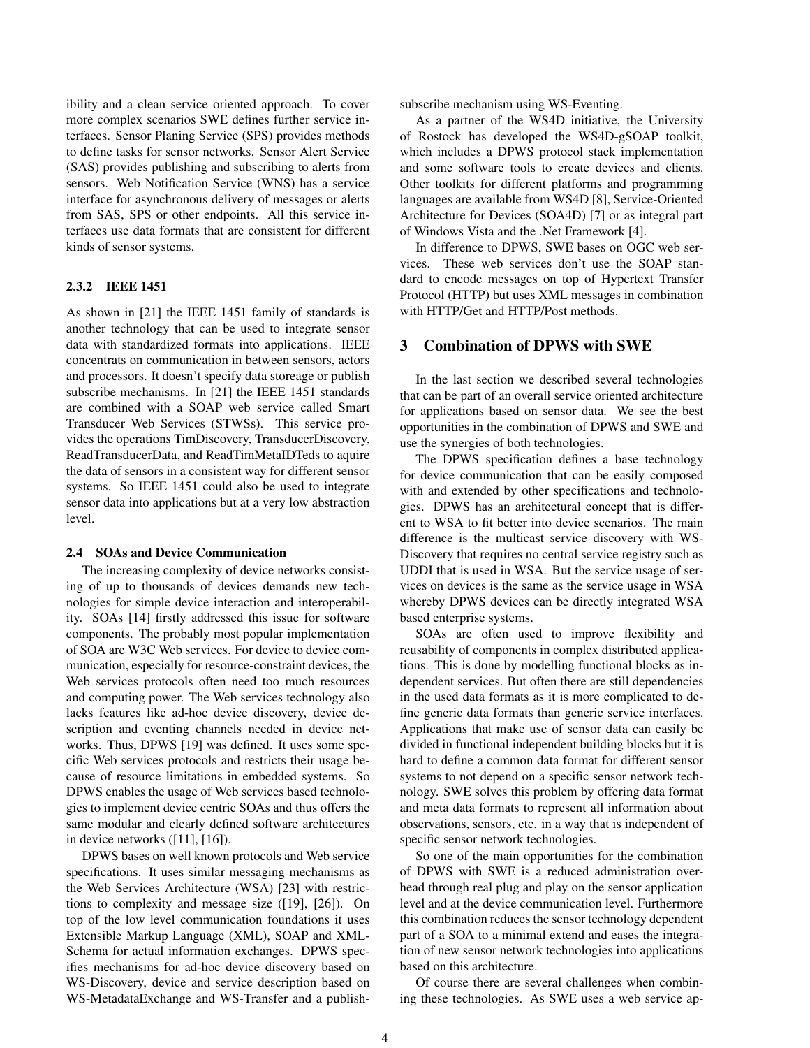ibility and a clean service oriented approach. To cover more complex scenarios SWE defines further service interfaces. Sensor Planing Service (SPS) provides methods to define tasks for sensor networks. Sensor Alert Service (SAS) provides publishing and subscribing to alerts from sensors. Web Notification Service (WNS) has a service interface for asynchronous delivery of messages or alerts from SAS, SPS or other endpoints. All this service interfaces use data formats that are consistent for different kinds of sensor systems.

#### 2.3.2 IEEE 1451

As shown in [21] the IEEE 1451 family of standards is another technology that can be used to integrate sensor data with standardized formats into applications. IEEE concentrats on communication in between sensors, actors and processors. It doesn't specify data storeage or publish subscribe mechanisms. In [21] the IEEE 1451 standards are combined with a SOAP web service called Smart Transducer Web Services (STWSs). This service provides the operations TimDiscovery, TransducerDiscovery, ReadTransducerData, and ReadTimMetaIDTeds to aquire the data of sensors in a consistent way for different sensor systems. So IEEE 1451 could also be used to integrate sensor data into applications but at a very low abstraction level.

### 2.4 SOAs and Device Communication

The increasing complexity of device networks consisting of up to thousands of devices demands new technologies for simple device interaction and interoperability. SOAs [14] firstly addressed this issue for software components. The probably most popular implementation of SOA are W3C Web services. For device to device communication, especially for resource-constraint devices, the Web services protocols often need too much resources and computing power. The Web services technology also lacks features like ad-hoc device discovery, device description and eventing channels needed in device networks. Thus, DPWS [19] was defined. It uses some specific Web services protocols and restricts their usage because of resource limitations in embedded systems. So DPWS enables the usage of Web services based technologies to implement device centric SOAs and thus offers the same modular and clearly defined software architectures in device networks ([11], [16]).

DPWS bases on well known protocols and Web service specifications. It uses similar messaging mechanisms as the Web Services Architecture (WSA) [23] with restrictions to complexity and message size ([19], [26]). On top of the low level communication foundations it uses Extensible Markup Language (XML), SOAP and XML-Schema for actual information exchanges. DPWS specifies mechanisms for ad-hoc device discovery based on WS-Discovery, device and service description based on WS-MetadataExchange and WS-Transfer and a publish-subscribe mechanism using WS-Eventing.

As a partner of the WS4D initiative, the University of Rostock has developed the WS4D-gSOAP toolkit, which includes a DPWS protocol stack implementation and some software tools to create devices and clients. Other toolkits for different platforms and programming languages are available from WS4D [8], Service-Oriented Architecture for Devices (SOA4D) [7] or as integral part of Windows Vista and the .Net Framework [4].

In difference to DPWS, SWE bases on OGC web services. These web services don't use the SOAP standard to encode messages on top of Hypertext Transfer Protocol (HTTP) but uses XML messages in combination with HTTP/Get and HTTP/Post methods.

## 3 Combination of DPWS with SWE

In the last section we described several technologies that can be part of an overall service oriented architecture for applications based on sensor data. We see the best opportunities in the combination of DPWS and SWE and use the synergies of both technologies.

The DPWS specification defines a base technology for device communication that can be easily composed with and extended by other specifications and technologies. DPWS has an architectural concept that is different to WSA to fit better into device scenarios. The main difference is the multicast service discovery with WS-Discovery that requires no central service registry such as UDDI that is used in WSA. But the service usage of services on devices is the same as the service usage in WSA whereby DPWS devices can be directly integrated WSA based enterprise systems.

SOAs are often used to improve flexibility and reusability of components in complex distributed applications. This is done by modelling functional blocks as independent services. But often there are still dependencies in the used data formats as it is more complicated to define generic data formats than generic service interfaces. Applications that make use of sensor data can easily be divided in functional independent building blocks but it is hard to define a common data format for different sensor systems to not depend on a specific sensor network technology. SWE solves this problem by offering data format and meta data formats to represent all information about observations, sensors, etc. in a way that is independent of specific sensor network technologies.

So one of the main opportunities for the combination of DPWS with SWE is a reduced administration overhead through real plug and play on the sensor application level and at the device communication level. Furthermore this combination reduces the sensor technology dependent part of a SOA to a minimal extend and eases the integration of new sensor network technologies into applications based on this architecture.

Of course there are several challenges when combining these technologies. As SWE uses a web service ap-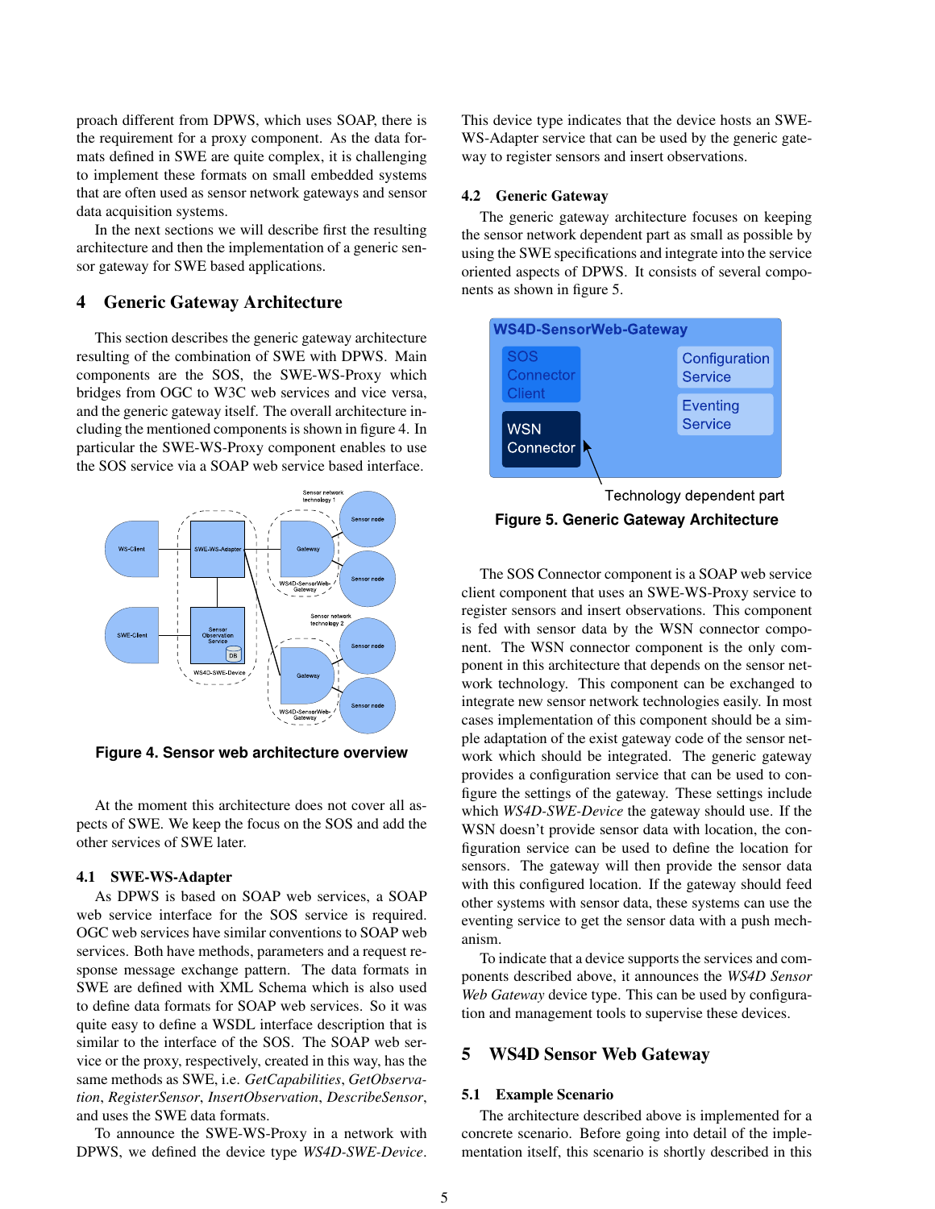proach different from DPWS, which uses SOAP, there is the requirement for a proxy component. As the data formats defined in SWE are quite complex, it is challenging to implement these formats on small embedded systems that are often used as sensor network gateways and sensor data acquisition systems.

In the next sections we will describe first the resulting architecture and then the implementation of a generic sensor gateway for SWE based applications.

## 4 Generic Gateway Architecture

This section describes the generic gateway architecture resulting of the combination of SWE with DPWS. Main components are the SOS, the SWE-WS-Proxy which bridges from OGC to W3C web services and vice versa, and the generic gateway itself. The overall architecture including the mentioned components is shown in figure 4. In particular the SWE-WS-Proxy component enables to use the SOS service via a SOAP web service based interface.

**Figure 4. Sensor web architecture overview**

At the moment this architecture does not cover all aspects of SWE. We keep the focus on the SOS and add the other services of SWE later.

### 4.1 SWE-WS-Adapter

As DPWS is based on SOAP web services, a SOAP web service interface for the SOS service is required. OGC web services have similar conventions to SOAP web services. Both have methods, parameters and a request response message exchange pattern. The data formats in SWE are defined with XML Schema which is also used to define data formats for SOAP web services. So it was quite easy to define a WSDL interface description that is similar to the interface of the SOS. The SOAP web service or the proxy, respectively, created in this way, has the same methods as SWE, i.e. *GetCapabilities*, *GetObservation*, *RegisterSensor*, *InsertObservation*, *DescribeSensor*, and uses the SWE data formats.

To announce the SWE-WS-Proxy in a network with DPWS, we defined the device type *WS4D-SWE-Device*. This device type indicates that the device hosts an SWE-WS-Adapter service that can be used by the generic gateway to register sensors and insert observations.

### 4.2 Generic Gateway

The generic gateway architecture focuses on keeping the sensor network dependent part as small as possible by using the SWE specifications and integrate into the service oriented aspects of DPWS. It consists of several components as shown in figure 5.

**Figure 5. Generic Gateway Architecture**

The SOS Connector component is a SOAP web service client component that uses an SWE-WS-Proxy service to register sensors and insert observations. This component is fed with sensor data by the WSN connector component. The WSN connector component is the only component in this architecture that depends on the sensor network technology. This component can be exchanged to integrate new sensor network technologies easily. In most cases implementation of this component should be a simple adaptation of the exist gateway code of the sensor network which should be integrated. The generic gateway provides a configuration service that can be used to configure the settings of the gateway. These settings include which *WS4D-SWE-Device* the gateway should use. If the WSN doesn't provide sensor data with location, the configuration service can be used to define the location for sensors. The gateway will then provide the sensor data with this configured location. If the gateway should feed other systems with sensor data, these systems can use the eventing service to get the sensor data with a push mechanism.

To indicate that a device supports the services and components described above, it announces the *WS4D Sensor Web Gateway* device type. This can be used by configuration and management tools to supervise these devices.

## 5 WS4D Sensor Web Gateway

### 5.1 Example Scenario

The architecture described above is implemented for a concrete scenario. Before going into detail of the implementation itself, this scenario is shortly described in this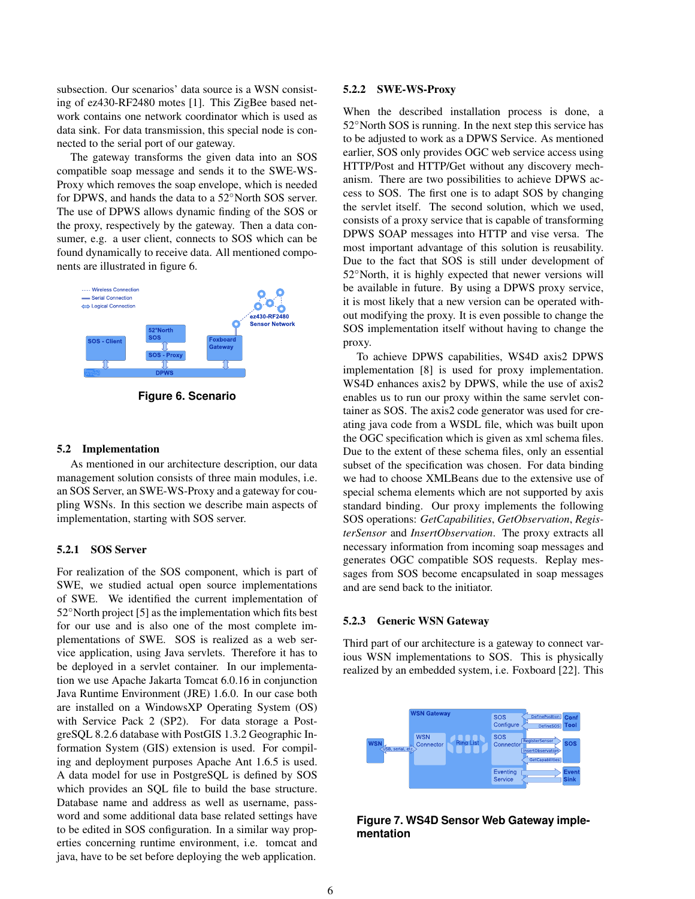subsection. Our scenarios' data source is a WSN consisting of ez430-RF2480 motes [1]. This ZigBee based network contains one network coordinator which is used as data sink. For data transmission, this special node is connected to the serial port of our gateway.

The gateway transforms the given data into an SOS compatible soap message and sends it to the SWE-WS-Proxy which removes the soap envelope, which is needed for DPWS, and hands the data to a 52°North SOS server. The use of DPWS allows dynamic finding of the SOS or the proxy, respectively by the gateway. Then a data consumer, e.g. a user client, connects to SOS which can be found dynamically to receive data. All mentioned components are illustrated in figure 6.

**Figure 6. Scenario**

### 5.2 Implementation

As mentioned in our architecture description, our data management solution consists of three main modules, i.e. an SOS Server, an SWE-WS-Proxy and a gateway for coupling WSNs. In this section we describe main aspects of implementation, starting with SOS server.

#### 5.2.1 SOS Server

For realization of the SOS component, which is part of SWE, we studied actual open source implementations of SWE. We identified the current implementation of 52°North project [5] as the implementation which fits best for our use and is also one of the most complete implementations of SWE. SOS is realized as a web service application, using Java servlets. Therefore it has to be deployed in a servlet container. In our implementation we use Apache Jakarta Tomcat 6.0.16 in conjunction Java Runtime Environment (JRE) 1.6.0. In our case both are installed on a WindowsXP Operating System (OS) with Service Pack 2 (SP2). For data storage a PostgreSQL 8.2.6 database with PostGIS 1.3.2 Geographic Information System (GIS) extension is used. For compiling and deployment purposes Apache Ant 1.6.5 is used. A data model for use in PostgreSQL is defined by SOS which provides an SQL file to build the base structure. Database name and address as well as username, password and some additional data base related settings have to be edited in SOS configuration. In a similar way properties concerning runtime environment, i.e. tomcat and java, have to be set before deploying the web application.

#### 5.2.2 SWE-WS-Proxy

When the described installation process is done, a 52°North SOS is running. In the next step this service has to be adjusted to work as a DPWS Service. As mentioned earlier, SOS only provides OGC web service access using HTTP/Post and HTTP/Get without any discovery mechanism. There are two possibilities to achieve DPWS access to SOS. The first one is to adapt SOS by changing the servlet itself. The second solution, which we used, consists of a proxy service that is capable of transforming DPWS SOAP messages into HTTP and vise versa. The most important advantage of this solution is reusability. Due to the fact that SOS is still under development of 52°North, it is highly expected that newer versions will be available in future. By using a DPWS proxy service, it is most likely that a new version can be operated without modifying the proxy. It is even possible to change the SOS implementation itself without having to change the proxy.

To achieve DPWS capabilities, WS4D axis2 DPWS implementation [8] is used for proxy implementation. WS4D enhances axis2 by DPWS, while the use of axis2 enables us to run our proxy within the same servlet container as SOS. The axis2 code generator was used for creating java code from a WSDL file, which was built upon the OGC specification which is given as xml schema files. Due to the extent of these schema files, only an essential subset of the specification was chosen. For data binding we had to choose XMLBeans due to the extensive use of special schema elements which are not supported by axis standard binding. Our proxy implements the following SOS operations: *GetCapabilities*, *GetObservation*, *RegisterSensor* and *InsertObservation*. The proxy extracts all necessary information from incoming soap messages and generates OGC compatible SOS requests. Replay messages from SOS become encapsulated in soap messages and are send back to the initiator.

#### 5.2.3 Generic WSN Gateway

Third part of our architecture is a gateway to connect various WSN implementations to SOS. This is physically realized by an embedded system, i.e. Foxboard [22]. This

**Figure 7. WS4D Sensor Web Gateway implementation**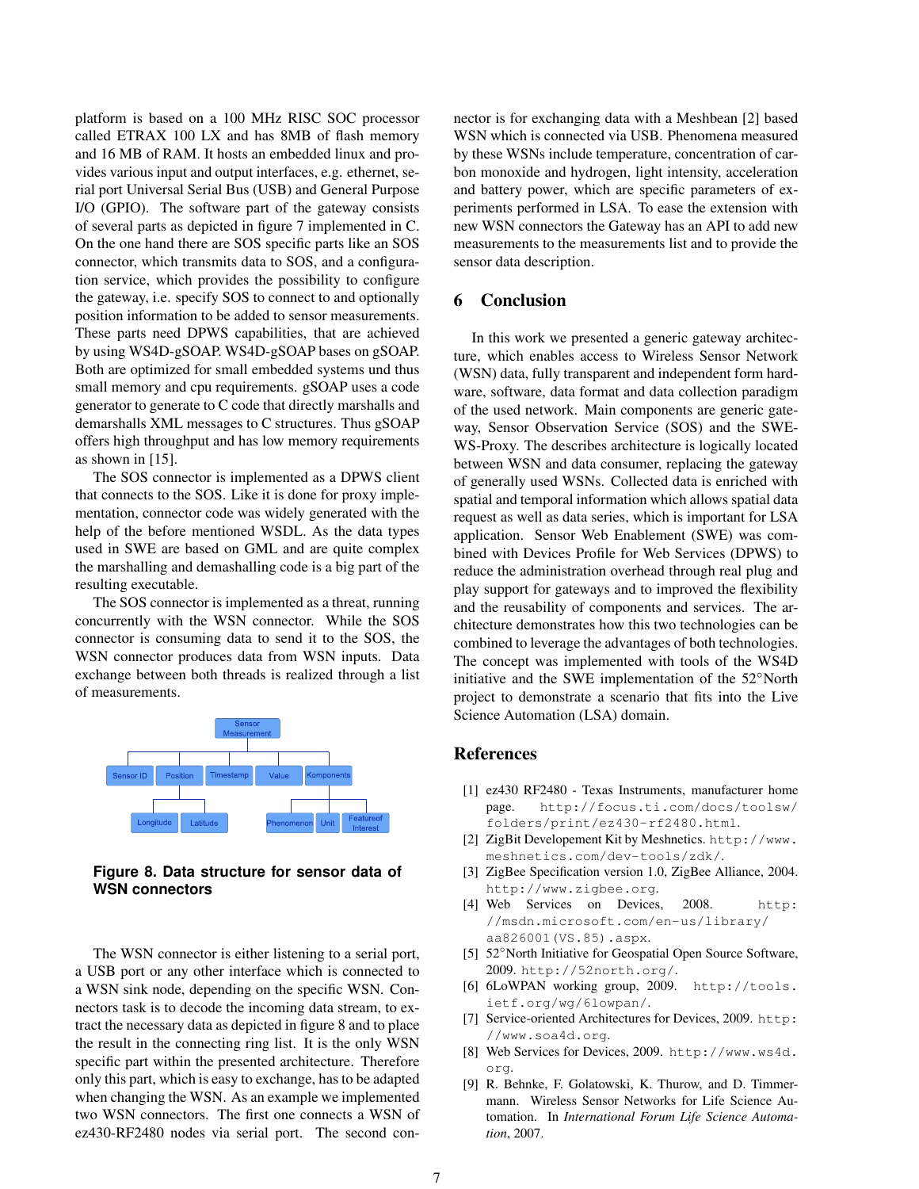platform is based on a 100 MHz RISC SOC processor called ETRAX 100 LX and has 8MB of flash memory and 16 MB of RAM. It hosts an embedded linux and provides various input and output interfaces, e.g. ethernet, serial port Universal Serial Bus (USB) and General Purpose I/O (GPIO). The software part of the gateway consists of several parts as depicted in figure 7 implemented in C. On the one hand there are SOS specific parts like an SOS connector, which transmits data to SOS, and a configuration service, which provides the possibility to configure the gateway, i.e. specify SOS to connect to and optionally position information to be added to sensor measurements. These parts need DPWS capabilities, that are achieved by using WS4D-gSOAP. WS4D-gSOAP bases on gSOAP. Both are optimized for small embedded systems und thus small memory and cpu requirements. gSOAP uses a code generator to generate to C code that directly marshalls and demarshalls XML messages to C structures. Thus gSOAP offers high throughput and has low memory requirements as shown in [15].

The SOS connector is implemented as a DPWS client that connects to the SOS. Like it is done for proxy implementation, connector code was widely generated with the help of the before mentioned WSDL. As the data types used in SWE are based on GML and are quite complex the marshalling and demashalling code is a big part of the resulting executable.

The SOS connector is implemented as a threat, running concurrently with the WSN connector. While the SOS connector is consuming data to send it to the SOS, the WSN connector produces data from WSN inputs. Data exchange between both threads is realized through a list of measurements.

Sensor Measurement

Sensor ID | Position | Timestamp | Value | Komponents

Longitude | Latitude | Phenomenon | Unit | Featureof Interest

**Figure 8. Data structure for sensor data of WSN connectors**

The WSN connector is either listening to a serial port, a USB port or any other interface which is connected to a WSN sink node, depending on the specific WSN. Connectors task is to decode the incoming data stream, to extract the necessary data as depicted in figure 8 and to place the result in the connecting ring list. It is the only WSN specific part within the presented architecture. Therefore only this part, which is easy to exchange, has to be adapted when changing the WSN. As an example we implemented two WSN connectors. The first one connects a WSN of ez430-RF2480 nodes via serial port. The second connector is for exchanging data with a Meshbean [2] based WSN which is connected via USB. Phenomena measured by these WSNs include temperature, concentration of carbon monoxide and hydrogen, light intensity, acceleration and battery power, which are specific parameters of experiments performed in LSA. To ease the extension with new WSN connectors the Gateway has an API to add new measurements to the measurements list and to provide the sensor data description.

## 6 Conclusion

In this work we presented a generic gateway architecture, which enables access to Wireless Sensor Network (WSN) data, fully transparent and independent form hardware, software, data format and data collection paradigm of the used network. Main components are generic gateway, Sensor Observation Service (SOS) and the SWE-WS-Proxy. The describes architecture is logically located between WSN and data consumer, replacing the gateway of generally used WSNs. Collected data is enriched with spatial and temporal information which allows spatial data request as well as data series, which is important for LSA application. Sensor Web Enablement (SWE) was combined with Devices Profile for Web Services (DPWS) to reduce the administration overhead through real plug and play support for gateways and to improved the flexibility and the reusability of components and services. The architecture demonstrates how this two technologies can be combined to leverage the advantages of both technologies. The concept was implemented with tools of the WS4D initiative and the SWE implementation of the 52°North project to demonstrate a scenario that fits into the Live Science Automation (LSA) domain.

## References

[1] ez430 RF2480 - Texas Instruments, manufacturer home page. http://focus.ti.com/docs/toolsw/folders/print/ez430-rf2480.html.

[2] ZigBit Developement Kit by Meshnetics. http://www.meshnetics.com/dev-tools/zdk/.

[3] ZigBee Specification version 1.0, ZigBee Alliance, 2004. http://www.zigbee.org.

[4] Web Services on Devices, 2008. http://msdn.microsoft.com/en-us/library/aa826001(VS.85).aspx.

[5] 52°North Initiative for Geospatial Open Source Software, 2009. http://52north.org/.

[6] 6LoWPAN working group, 2009. http://tools.ietf.org/wg/6lowpan/.

[7] Service-oriented Architectures for Devices, 2009. http://www.soa4d.org.

[8] Web Services for Devices, 2009. http://www.ws4d.org.

[9] R. Behnke, F. Golatowski, K. Thurow, and D. Timmermann. Wireless Sensor Networks for Life Science Automation. In *International Forum Life Science Automation*, 2007.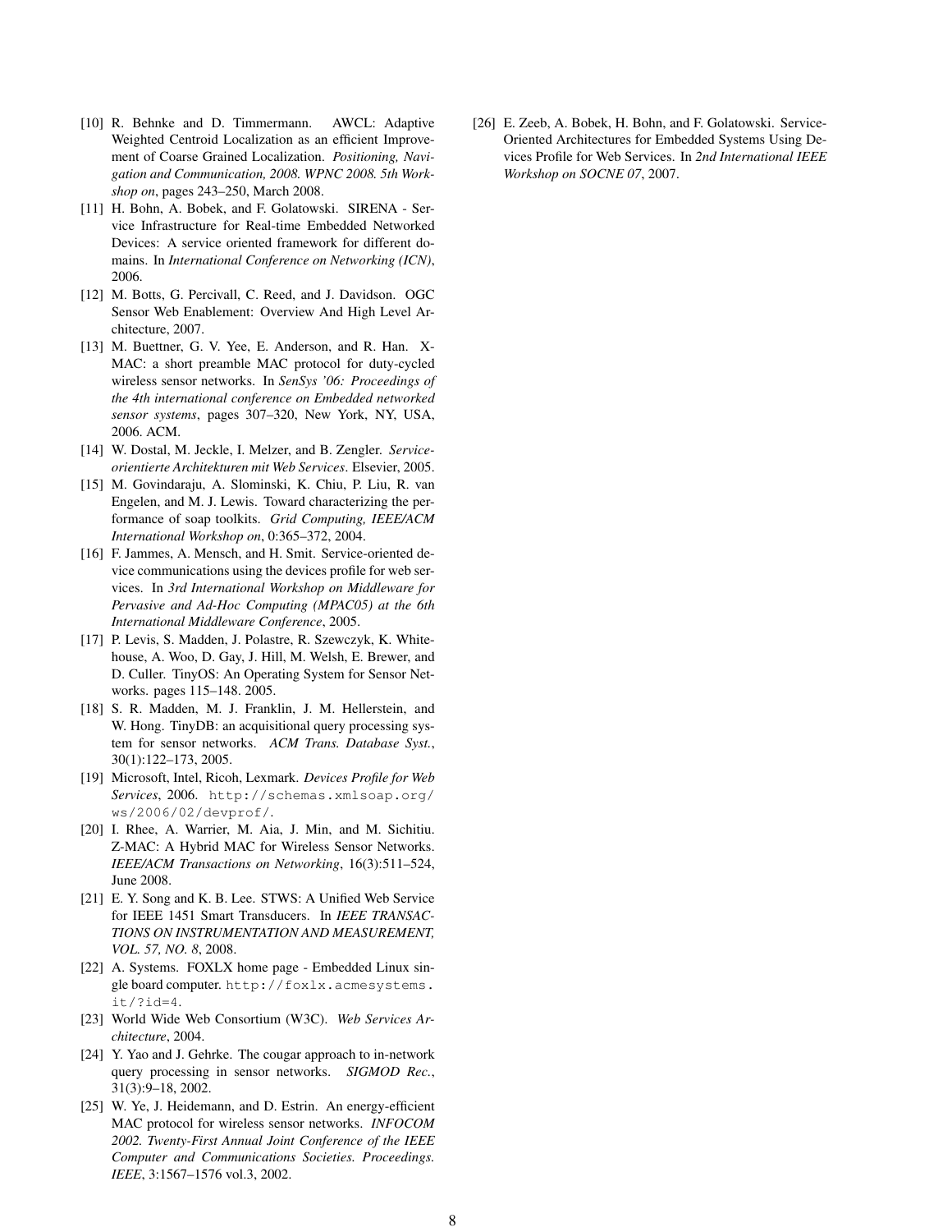[10] R. Behnke and D. Timmermann. AWCL: Adaptive Weighted Centroid Localization as an efficient Improvement of Coarse Grained Localization. *Positioning, Navigation and Communication, 2008. WPNC 2008. 5th Workshop on*, pages 243–250, March 2008.

[11] H. Bohn, A. Bobek, and F. Golatowski. SIRENA - Service Infrastructure for Real-time Embedded Networked Devices: A service oriented framework for different domains. In *International Conference on Networking (ICN)*, 2006.

[12] M. Botts, G. Percivall, C. Reed, and J. Davidson. OGC Sensor Web Enablement: Overview And High Level Architecture, 2007.

[13] M. Buettner, G. V. Yee, E. Anderson, and R. Han. X-MAC: a short preamble MAC protocol for duty-cycled wireless sensor networks. In *SenSys '06: Proceedings of the 4th international conference on Embedded networked sensor systems*, pages 307–320, New York, NY, USA, 2006. ACM.

[14] W. Dostal, M. Jeckle, I. Melzer, and B. Zengler. *Service-orientierte Architekturen mit Web Services*. Elsevier, 2005.

[15] M. Govindaraju, A. Slominski, K. Chiu, P. Liu, R. van Engelen, and M. J. Lewis. Toward characterizing the performance of soap toolkits. *Grid Computing, IEEE/ACM International Workshop on*, 0:365–372, 2004.

[16] F. Jammes, A. Mensch, and H. Smit. Service-oriented device communications using the devices profile for web services. In *3rd International Workshop on Middleware for Pervasive and Ad-Hoc Computing (MPAC05) at the 6th International Middleware Conference*, 2005.

[17] P. Levis, S. Madden, J. Polastre, R. Szewczyk, K. Whitehouse, A. Woo, D. Gay, J. Hill, M. Welsh, E. Brewer, and D. Culler. TinyOS: An Operating System for Sensor Networks. pages 115–148. 2005.

[18] S. R. Madden, M. J. Franklin, J. M. Hellerstein, and W. Hong. TinyDB: an acquisitional query processing system for sensor networks. *ACM Trans. Database Syst.*, 30(1):122–173, 2005.

[19] Microsoft, Intel, Ricoh, Lexmark. *Devices Profile for Web Services*, 2006. http://schemas.xmlsoap.org/ws/2006/02/devprof/.

[20] I. Rhee, A. Warrier, M. Aia, J. Min, and M. Sichitiu. Z-MAC: A Hybrid MAC for Wireless Sensor Networks. *IEEE/ACM Transactions on Networking*, 16(3):511–524, June 2008.

[21] E. Y. Song and K. B. Lee. STWS: A Unified Web Service for IEEE 1451 Smart Transducers. In *IEEE TRANSACTIONS ON INSTRUMENTATION AND MEASUREMENT, VOL. 57, NO. 8*, 2008.

[22] A. Systems. FOXLX home page - Embedded Linux single board computer. http://foxlx.acmesystems.it/?id=4.

[23] World Wide Web Consortium (W3C). *Web Services Architecture*, 2004.

[24] Y. Yao and J. Gehrke. The cougar approach to in-network query processing in sensor networks. *SIGMOD Rec.*, 31(3):9–18, 2002.

[25] W. Ye, J. Heidemann, and D. Estrin. An energy-efficient MAC protocol for wireless sensor networks. *INFOCOM 2002. Twenty-First Annual Joint Conference of the IEEE Computer and Communications Societies. Proceedings. IEEE*, 3:1567–1576 vol.3, 2002.

[26] E. Zeeb, A. Bobek, H. Bohn, and F. Golatowski. Service-Oriented Architectures for Embedded Systems Using Devices Profile for Web Services. In *2nd International IEEE Workshop on SOCNE 07*, 2007.